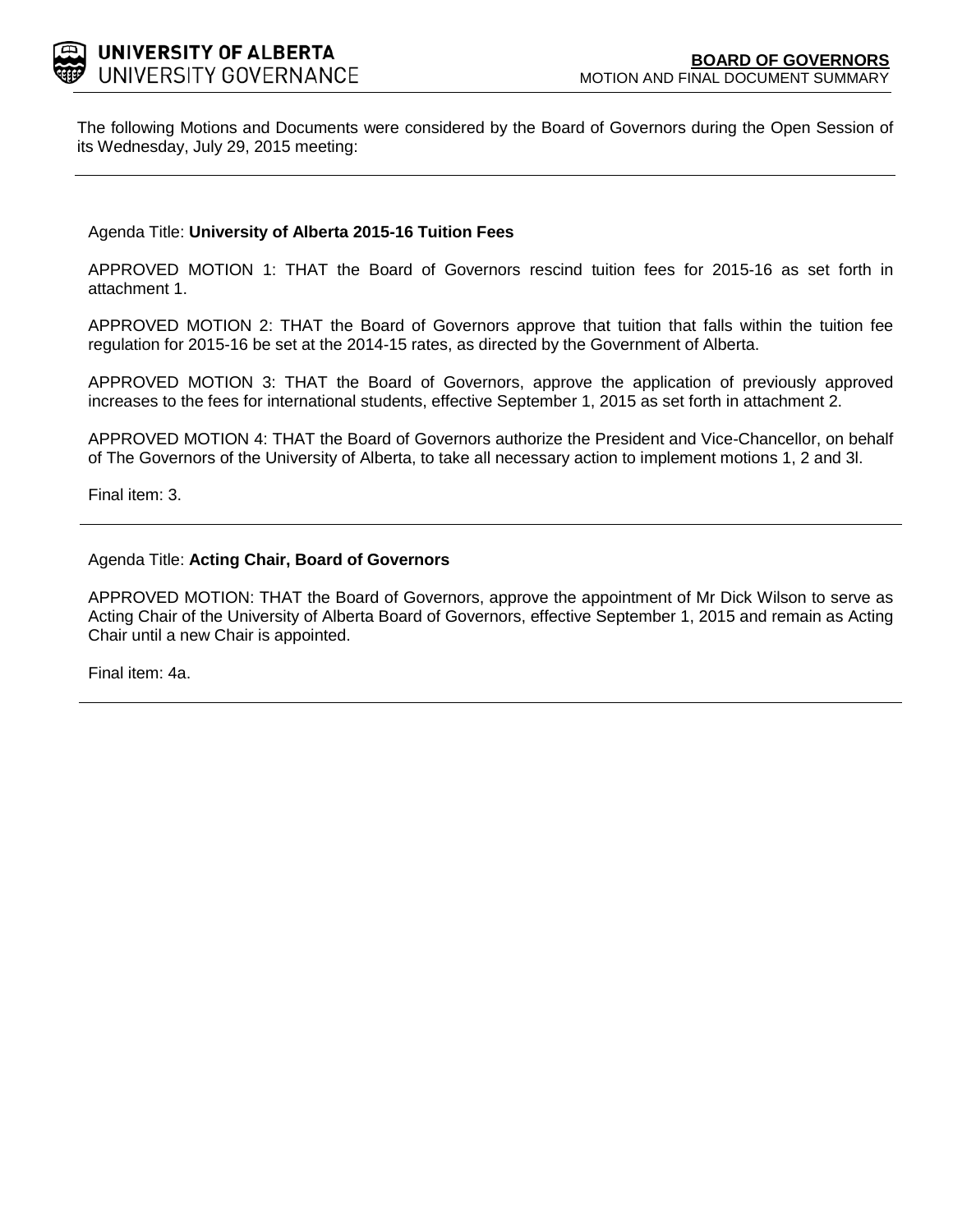**UNIVERSITY OF ALBERTA**
UNIVERSITY GOVERNANCE

**BOARD OF GOVERNORS**
MOTION AND FINAL DOCUMENT SUMMARY

The following Motions and Documents were considered by the Board of Governors during the Open Session of its Wednesday, July 29, 2015 meeting:

---

Agenda Title: **University of Alberta 2015-16 Tuition Fees**

APPROVED MOTION 1: THAT the Board of Governors rescind tuition fees for 2015-16 as set forth in attachment 1.

APPROVED MOTION 2: THAT the Board of Governors approve that tuition that falls within the tuition fee regulation for 2015-16 be set at the 2014-15 rates, as directed by the Government of Alberta.

APPROVED MOTION 3: THAT the Board of Governors, approve the application of previously approved increases to the fees for international students, effective September 1, 2015 as set forth in attachment 2.

APPROVED MOTION 4: THAT the Board of Governors authorize the President and Vice-Chancellor, on behalf of The Governors of the University of Alberta, to take all necessary action to implement motions 1, 2 and 3l.

Final item: 3.

---

Agenda Title: **Acting Chair, Board of Governors**

APPROVED MOTION: THAT the Board of Governors, approve the appointment of Mr Dick Wilson to serve as Acting Chair of the University of Alberta Board of Governors, effective September 1, 2015 and remain as Acting Chair until a new Chair is appointed.

Final item: 4a.

---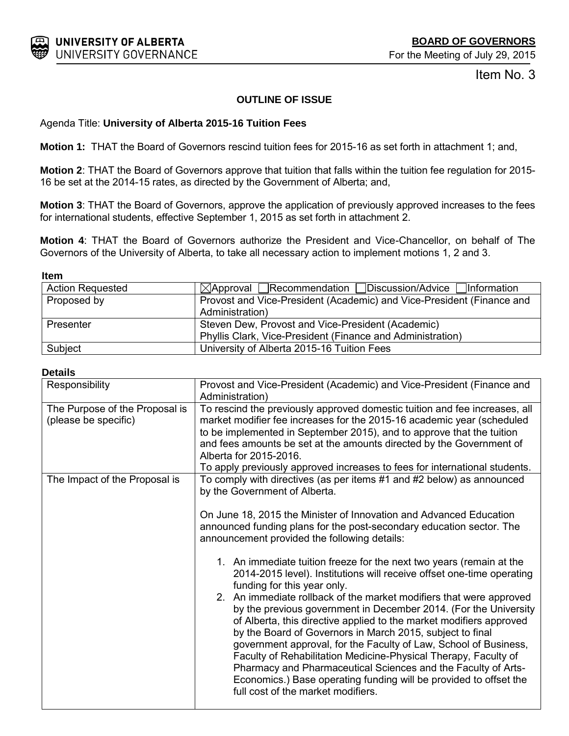**UNIVERSITY OF ALBERTA**
UNIVERSITY GOVERNANCE

**BOARD OF GOVERNORS**
For the Meeting of July 29, 2015

Item No. 3

**OUTLINE OF ISSUE**

Agenda Title: **University of Alberta 2015-16 Tuition Fees**

**Motion 1:** THAT the Board of Governors rescind tuition fees for 2015-16 as set forth in attachment 1; and,

**Motion 2**: THAT the Board of Governors approve that tuition that falls within the tuition fee regulation for 2015-16 be set at the 2014-15 rates, as directed by the Government of Alberta; and,

**Motion 3**: THAT the Board of Governors, approve the application of previously approved increases to the fees for international students, effective September 1, 2015 as set forth in attachment 2.

**Motion 4**: THAT the Board of Governors authorize the President and Vice-Chancellor, on behalf of The Governors of the University of Alberta, to take all necessary action to implement motions 1, 2 and 3.

**Item**

| | |
|---|---|
| Action Requested | ☒Approval ☐Recommendation ☐Discussion/Advice ☐Information |
| Proposed by | Provost and Vice-President (Academic) and Vice-President (Finance and Administration) |
| Presenter | Steven Dew, Provost and Vice-President (Academic)<br>Phyllis Clark, Vice-President (Finance and Administration) |
| Subject | University of Alberta 2015-16 Tuition Fees |

**Details**

| | |
|---|---|
| Responsibility | Provost and Vice-President (Academic) and Vice-President (Finance and Administration) |
| The Purpose of the Proposal is (please be specific) | To rescind the previously approved domestic tuition and fee increases, all market modifier fee increases for the 2015-16 academic year (scheduled to be implemented in September 2015), and to approve that the tuition and fees amounts be set at the amounts directed by the Government of Alberta for 2015-2016.<br>To apply previously approved increases to fees for international students. |
| The Impact of the Proposal is | To comply with directives (as per items #1 and #2 below) as announced by the Government of Alberta.<br><br>On June 18, 2015 the Minister of Innovation and Advanced Education announced funding plans for the post-secondary education sector. The announcement provided the following details:<br><br>1. An immediate tuition freeze for the next two years (remain at the 2014-2015 level). Institutions will receive offset one-time operating funding for this year only.<br>2. An immediate rollback of the market modifiers that were approved by the previous government in December 2014. (For the University of Alberta, this directive applied to the market modifiers approved by the Board of Governors in March 2015, subject to final government approval, for the Faculty of Law, School of Business, Faculty of Rehabilitation Medicine-Physical Therapy, Faculty of Pharmacy and Pharmaceutical Sciences and the Faculty of Arts-Economics.) Base operating funding will be provided to offset the full cost of the market modifiers. |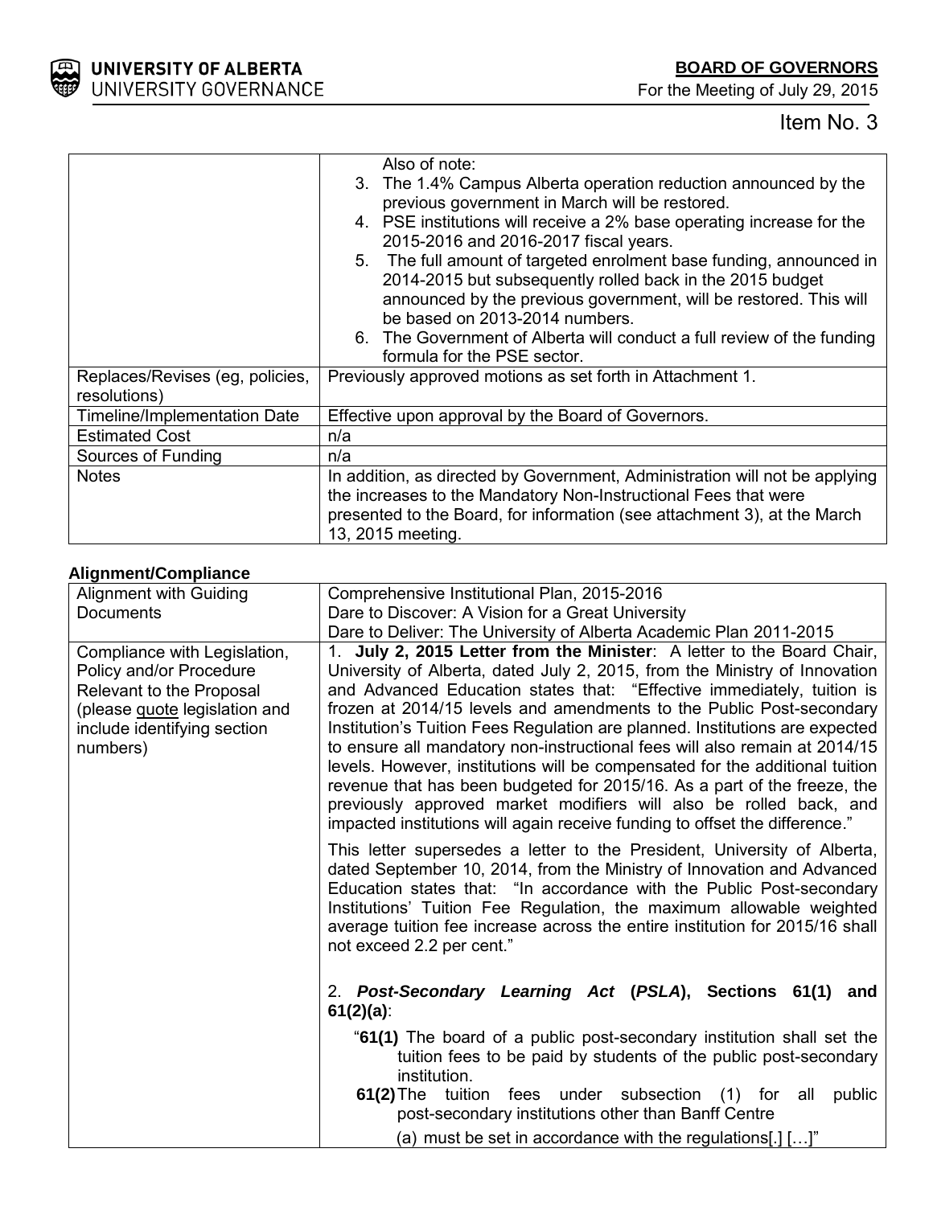| | |
|---|---|
| | Also of note:<br>3. The 1.4% Campus Alberta operation reduction announced by the previous government in March will be restored.<br>4. PSE institutions will receive a 2% base operating increase for the 2015-2016 and 2016-2017 fiscal years.<br>5. The full amount of targeted enrolment base funding, announced in 2014-2015 but subsequently rolled back in the 2015 budget announced by the previous government, will be restored. This will be based on 2013-2014 numbers.<br>6. The Government of Alberta will conduct a full review of the funding formula for the PSE sector. |
| Replaces/Revises (eg, policies, resolutions) | Previously approved motions as set forth in Attachment 1. |
| Timeline/Implementation Date | Effective upon approval by the Board of Governors. |
| Estimated Cost | n/a |
| Sources of Funding | n/a |
| Notes | In addition, as directed by Government, Administration will not be applying the increases to the Mandatory Non-Instructional Fees that were presented to the Board, for information (see attachment 3), at the March 13, 2015 meeting. |

**Alignment/Compliance**

| | |
|---|---|
| Alignment with Guiding Documents | Comprehensive Institutional Plan, 2015-2016<br>Dare to Discover: A Vision for a Great University<br>Dare to Deliver: The University of Alberta Academic Plan 2011-2015 |
| Compliance with Legislation, Policy and/or Procedure Relevant to the Proposal (please quote legislation and include identifying section numbers) | 1. **July 2, 2015 Letter from the Minister**: A letter to the Board Chair, University of Alberta, dated July 2, 2015, from the Ministry of Innovation and Advanced Education states that: "Effective immediately, tuition is frozen at 2014/15 levels and amendments to the Public Post-secondary Institution's Tuition Fees Regulation are planned. Institutions are expected to ensure all mandatory non-instructional fees will also remain at 2014/15 levels. However, institutions will be compensated for the additional tuition revenue that has been budgeted for 2015/16. As a part of the freeze, the previously approved market modifiers will also be rolled back, and impacted institutions will again receive funding to offset the difference."<br><br>This letter supersedes a letter to the President, University of Alberta, dated September 10, 2014, from the Ministry of Innovation and Advanced Education states that: "In accordance with the Public Post-secondary Institutions' Tuition Fee Regulation, the maximum allowable weighted average tuition fee increase across the entire institution for 2015/16 shall not exceed 2.2 per cent."<br><br>2. ***Post-Secondary Learning Act* (*PSLA*), Sections 61(1) and 61(2)(a)**:<br><br>"**61(1)** The board of a public post-secondary institution shall set the tuition fees to be paid by students of the public post-secondary institution.<br>**61(2)** The tuition fees under subsection (1) for all public post-secondary institutions other than Banff Centre<br>(a) must be set in accordance with the regulations[.] […]" |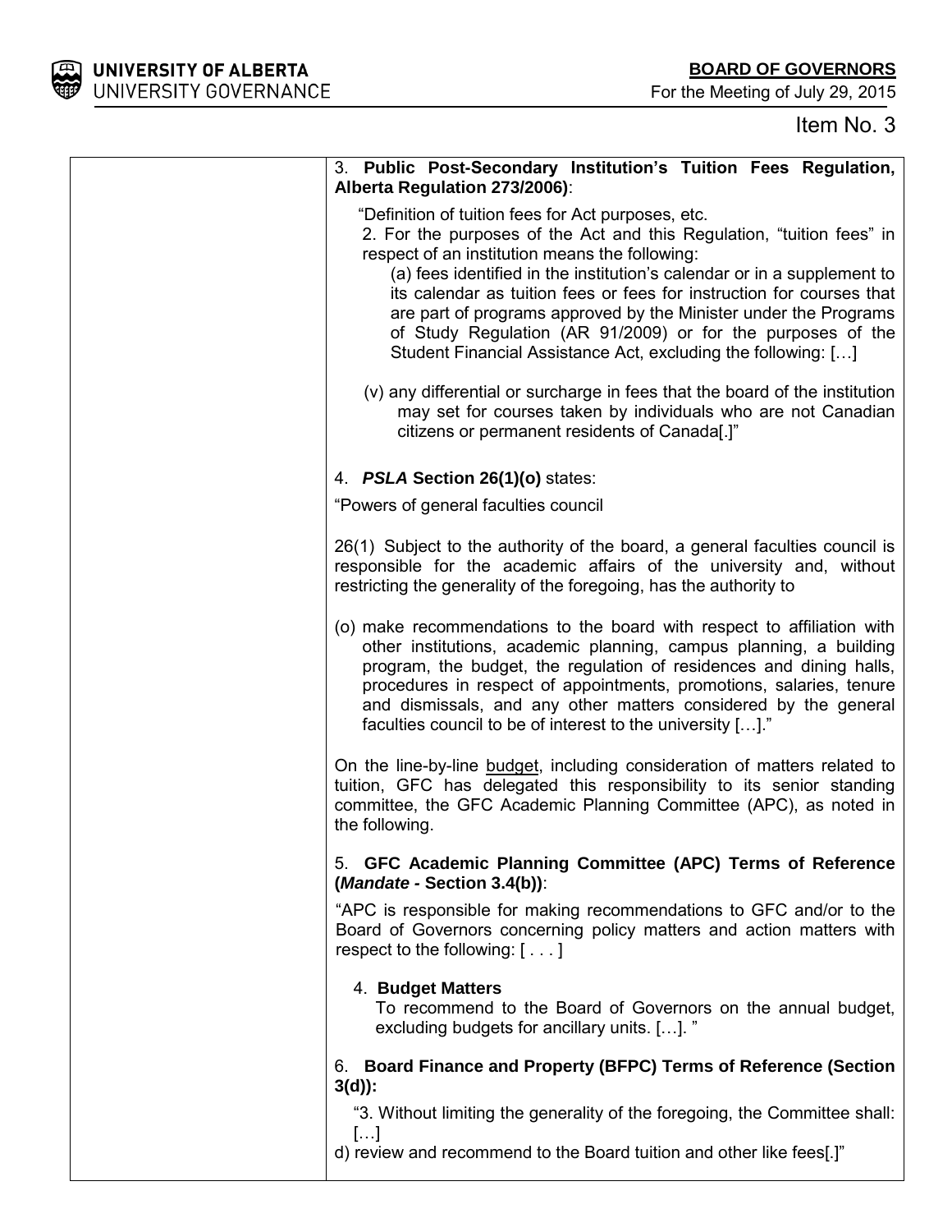Item No. 3

3. **Public Post-Secondary Institution's Tuition Fees Regulation, Alberta Regulation 273/2006)**:

"Definition of tuition fees for Act purposes, etc.

2. For the purposes of the Act and this Regulation, "tuition fees" in respect of an institution means the following:

(a) fees identified in the institution's calendar or in a supplement to its calendar as tuition fees or fees for instruction for courses that are part of programs approved by the Minister under the Programs of Study Regulation (AR 91/2009) or for the purposes of the Student Financial Assistance Act, excluding the following: […]

(v) any differential or surcharge in fees that the board of the institution may set for courses taken by individuals who are not Canadian citizens or permanent residents of Canada[.]"

4. ***PSLA* Section 26(1)(o)** states:

"Powers of general faculties council

26(1) Subject to the authority of the board, a general faculties council is responsible for the academic affairs of the university and, without restricting the generality of the foregoing, has the authority to

(o) make recommendations to the board with respect to affiliation with other institutions, academic planning, campus planning, a building program, the budget, the regulation of residences and dining halls, procedures in respect of appointments, promotions, salaries, tenure and dismissals, and any other matters considered by the general faculties council to be of interest to the university […]."

On the line-by-line budget, including consideration of matters related to tuition, GFC has delegated this responsibility to its senior standing committee, the GFC Academic Planning Committee (APC), as noted in the following.

5. **GFC Academic Planning Committee (APC) Terms of Reference (*Mandate* - Section 3.4(b))**:

"APC is responsible for making recommendations to GFC and/or to the Board of Governors concerning policy matters and action matters with respect to the following: [ . . . ]

4. **Budget Matters**
To recommend to the Board of Governors on the annual budget, excluding budgets for ancillary units. […]. "

6. **Board Finance and Property (BFPC) Terms of Reference (Section 3(d)):**

"3. Without limiting the generality of the foregoing, the Committee shall: […]

d) review and recommend to the Board tuition and other like fees[.]"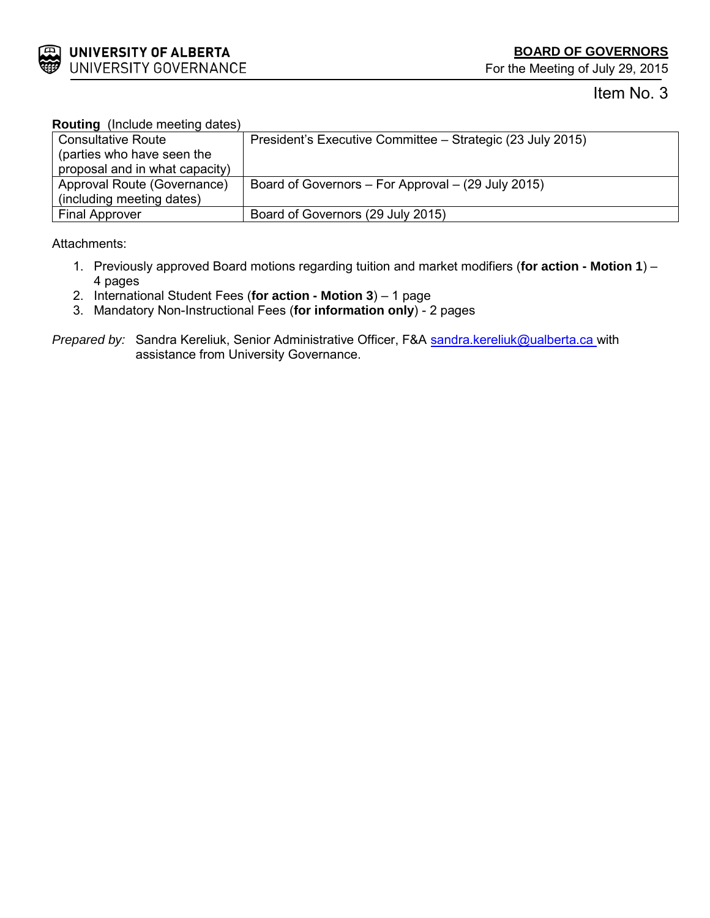**UNIVERSITY OF ALBERTA**
UNIVERSITY GOVERNANCE

**BOARD OF GOVERNORS**
For the Meeting of July 29, 2015

Item No. 3

**Routing** (Include meeting dates)

| | |
|---|---|
| Consultative Route (parties who have seen the proposal and in what capacity) | President's Executive Committee – Strategic (23 July 2015) |
| Approval Route (Governance) (including meeting dates) | Board of Governors – For Approval – (29 July 2015) |
| Final Approver | Board of Governors (29 July 2015) |

Attachments:

1. Previously approved Board motions regarding tuition and market modifiers (**for action - Motion 1**) – 4 pages
2. International Student Fees (**for action - Motion 3**) – 1 page
3. Mandatory Non-Instructional Fees (**for information only**) - 2 pages

*Prepared by:* Sandra Kereliuk, Senior Administrative Officer, F&A sandra.kereliuk@ualberta.ca with assistance from University Governance.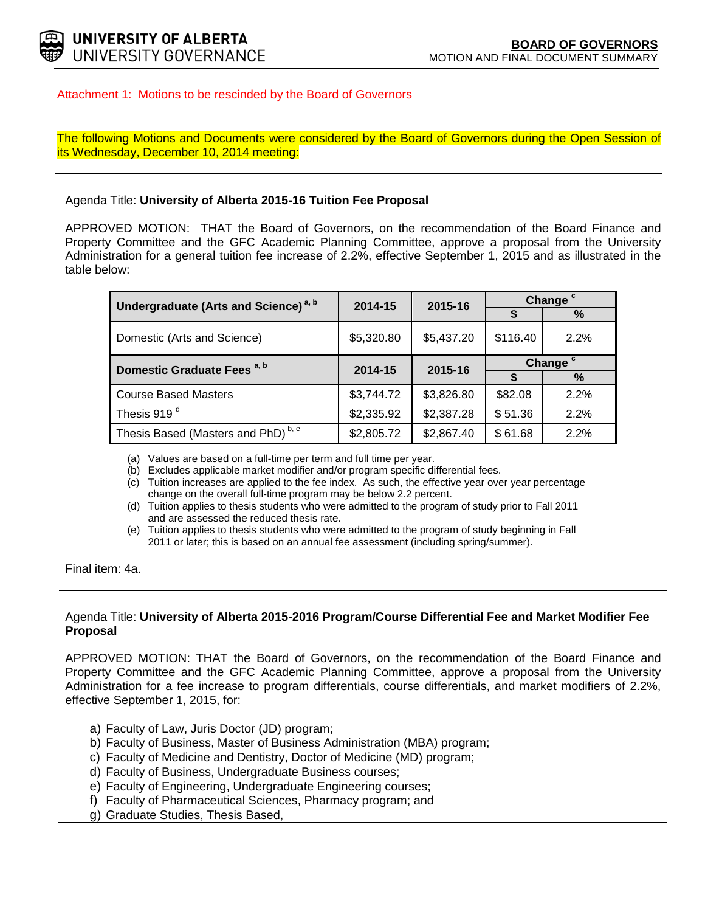Attachment 1: Motions to be rescinded by the Board of Governors

---

The following Motions and Documents were considered by the Board of Governors during the Open Session of its Wednesday, December 10, 2014 meeting:

---

Agenda Title: **University of Alberta 2015-16 Tuition Fee Proposal**

APPROVED MOTION: THAT the Board of Governors, on the recommendation of the Board Finance and Property Committee and the GFC Academic Planning Committee, approve a proposal from the University Administration for a general tuition fee increase of 2.2%, effective September 1, 2015 and as illustrated in the table below:

| Undergraduate (Arts and Science) [a, b] | 2014-15 | 2015-16 | Change [c] | |
|---|---|---|---|---|
| | | | $ | % |
| Domestic (Arts and Science) | $5,320.80 | $5,437.20 | $116.40 | 2.2% |
| **Domestic Graduate Fees [a, b]** | **2014-15** | **2015-16** | **Change [c]** | |
| | | | **$** | **%** |
| Course Based Masters | $3,744.72 | $3,826.80 | $82.08 | 2.2% |
| Thesis 919 [d] | $2,335.92 | $2,387.28 | $ 51.36 | 2.2% |
| Thesis Based (Masters and PhD) [b, e] | $2,805.72 | $2,867.40 | $ 61.68 | 2.2% |

(a) Values are based on a full-time per term and full time per year.
(b) Excludes applicable market modifier and/or program specific differential fees.
(c) Tuition increases are applied to the fee index. As such, the effective year over year percentage change on the overall full-time program may be below 2.2 percent.
(d) Tuition applies to thesis students who were admitted to the program of study prior to Fall 2011 and are assessed the reduced thesis rate.
(e) Tuition applies to thesis students who were admitted to the program of study beginning in Fall 2011 or later; this is based on an annual fee assessment (including spring/summer).

Final item: 4a.

---

Agenda Title: **University of Alberta 2015-2016 Program/Course Differential Fee and Market Modifier Fee Proposal**

APPROVED MOTION: THAT the Board of Governors, on the recommendation of the Board Finance and Property Committee and the GFC Academic Planning Committee, approve a proposal from the University Administration for a fee increase to program differentials, course differentials, and market modifiers of 2.2%, effective September 1, 2015, for:

a) Faculty of Law, Juris Doctor (JD) program;
b) Faculty of Business, Master of Business Administration (MBA) program;
c) Faculty of Medicine and Dentistry, Doctor of Medicine (MD) program;
d) Faculty of Business, Undergraduate Business courses;
e) Faculty of Engineering, Undergraduate Engineering courses;
f) Faculty of Pharmaceutical Sciences, Pharmacy program; and
g) Graduate Studies, Thesis Based,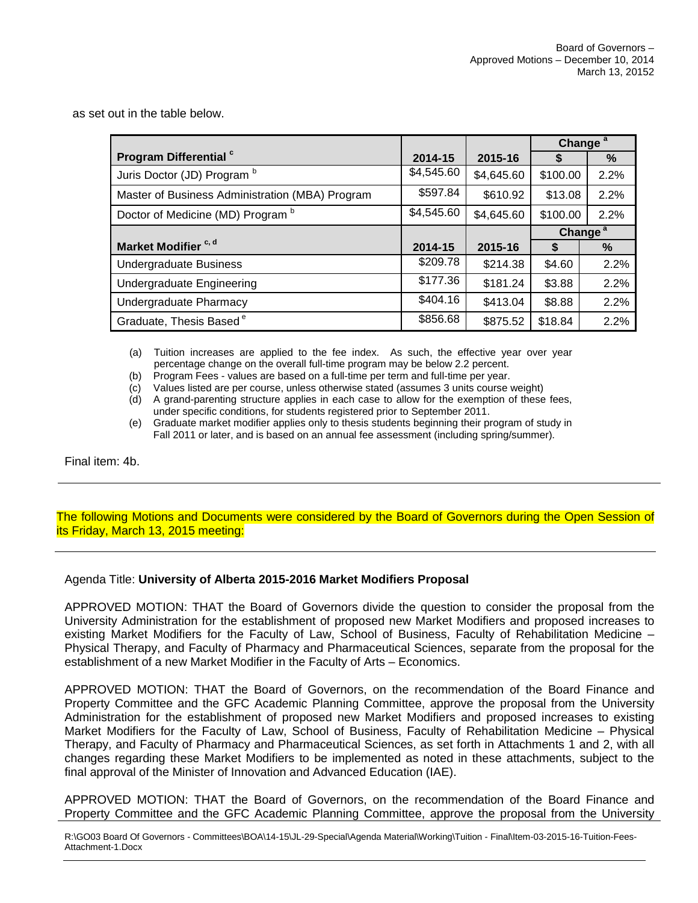as set out in the table below.

| Program Differential [c] | 2014-15 | 2015-16 | Change [a] $ | Change [a] % |
|---|---|---|---|---|
| Juris Doctor (JD) Program [b] | $4,545.60 | $4,645.60 | $100.00 | 2.2% |
| Master of Business Administration (MBA) Program | $597.84 | $610.92 | $13.08 | 2.2% |
| Doctor of Medicine (MD) Program [b] | $4,545.60 | $4,645.60 | $100.00 | 2.2% |
| **Market Modifier [c, d]** | **2014-15** | **2015-16** | **Change [a] $** | **Change [a] %** |
| Undergraduate Business | $209.78 | $214.38 | $4.60 | 2.2% |
| Undergraduate Engineering | $177.36 | $181.24 | $3.88 | 2.2% |
| Undergraduate Pharmacy | $404.16 | $413.04 | $8.88 | 2.2% |
| Graduate, Thesis Based [e] | $856.68 | $875.52 | $18.84 | 2.2% |

(a) Tuition increases are applied to the fee index. As such, the effective year over year percentage change on the overall full-time program may be below 2.2 percent.
(b) Program Fees - values are based on a full-time per term and full-time per year.
(c) Values listed are per course, unless otherwise stated (assumes 3 units course weight)
(d) A grand-parenting structure applies in each case to allow for the exemption of these fees, under specific conditions, for students registered prior to September 2011.
(e) Graduate market modifier applies only to thesis students beginning their program of study in Fall 2011 or later, and is based on an annual fee assessment (including spring/summer).

Final item: 4b.

---

The following Motions and Documents were considered by the Board of Governors during the Open Session of its Friday, March 13, 2015 meeting:

---

Agenda Title: **University of Alberta 2015-2016 Market Modifiers Proposal**

APPROVED MOTION: THAT the Board of Governors divide the question to consider the proposal from the University Administration for the establishment of proposed new Market Modifiers and proposed increases to existing Market Modifiers for the Faculty of Law, School of Business, Faculty of Rehabilitation Medicine – Physical Therapy, and Faculty of Pharmacy and Pharmaceutical Sciences, separate from the proposal for the establishment of a new Market Modifier in the Faculty of Arts – Economics.

APPROVED MOTION: THAT the Board of Governors, on the recommendation of the Board Finance and Property Committee and the GFC Academic Planning Committee, approve the proposal from the University Administration for the establishment of proposed new Market Modifiers and proposed increases to existing Market Modifiers for the Faculty of Law, School of Business, Faculty of Rehabilitation Medicine – Physical Therapy, and Faculty of Pharmacy and Pharmaceutical Sciences, as set forth in Attachments 1 and 2, with all changes regarding these Market Modifiers to be implemented as noted in these attachments, subject to the final approval of the Minister of Innovation and Advanced Education (IAE).

APPROVED MOTION: THAT the Board of Governors, on the recommendation of the Board Finance and Property Committee and the GFC Academic Planning Committee, approve the proposal from the University

R:\GO03 Board Of Governors - Committees\BOA\14-15\JL-29-Special\Agenda Material\Working\Tuition - Final\Item-03-2015-16-Tuition-Fees-Attachment-1.Docx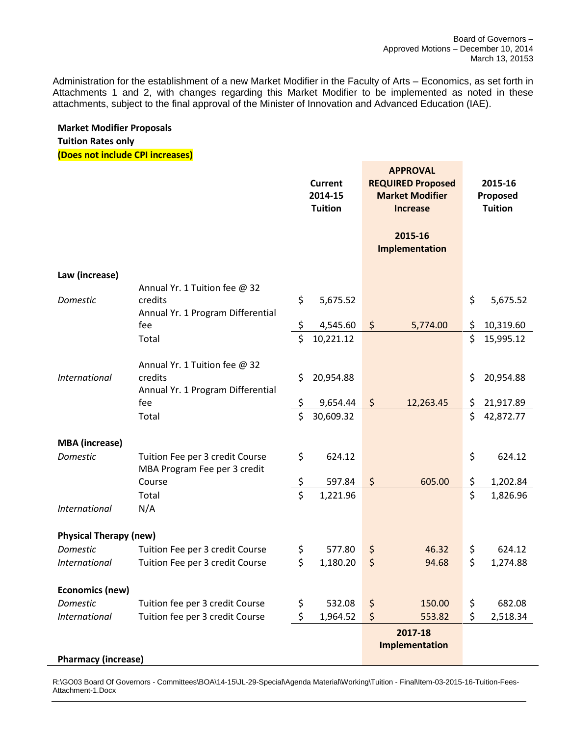Administration for the establishment of a new Market Modifier in the Faculty of Arts – Economics, as set forth in Attachments 1 and 2, with changes regarding this Market Modifier to be implemented as noted in these attachments, subject to the final approval of the Minister of Innovation and Advanced Education (IAE).

**Market Modifier Proposals**
**Tuition Rates only**
**(Does not include CPI increases)**

| | | Current 2014-15 Tuition | APPROVAL REQUIRED Proposed Market Modifier Increase<br><br>2015-16 Implementation | 2015-16 Proposed Tuition |
|---|---|---|---|---|
| **Law (increase)** | | | | |
| *Domestic* | Annual Yr. 1 Tuition fee @ 32 credits | $ 5,675.52 | | $ 5,675.52 |
| | Annual Yr. 1 Program Differential fee | $ 4,545.60 | $ 5,774.00 | $ 10,319.60 |
| | Total | $ 10,221.12 | | $ 15,995.12 |
| *International* | Annual Yr. 1 Tuition fee @ 32 credits | $ 20,954.88 | | $ 20,954.88 |
| | Annual Yr. 1 Program Differential fee | $ 9,654.44 | $ 12,263.45 | $ 21,917.89 |
| | Total | $ 30,609.32 | | $ 42,872.77 |
| **MBA (increase)** | | | | |
| *Domestic* | Tuition Fee per 3 credit Course | $ 624.12 | | $ 624.12 |
| | MBA Program Fee per 3 credit Course | $ 597.84 | $ 605.00 | $ 1,202.84 |
| | Total | $ 1,221.96 | | $ 1,826.96 |
| *International* | N/A | | | |
| **Physical Therapy (new)** | | | | |
| *Domestic* | Tuition Fee per 3 credit Course | $ 577.80 | $ 46.32 | $ 624.12 |
| *International* | Tuition Fee per 3 credit Course | $ 1,180.20 | $ 94.68 | $ 1,274.88 |
| **Economics (new)** | | | | |
| *Domestic* | Tuition fee per 3 credit Course | $ 532.08 | $ 150.00 | $ 682.08 |
| *International* | Tuition fee per 3 credit Course | $ 1,964.52 | $ 553.82 | $ 2,518.34 |
| | | | **2017-18 Implementation** | |
| **Pharmacy (increase)** | | | | |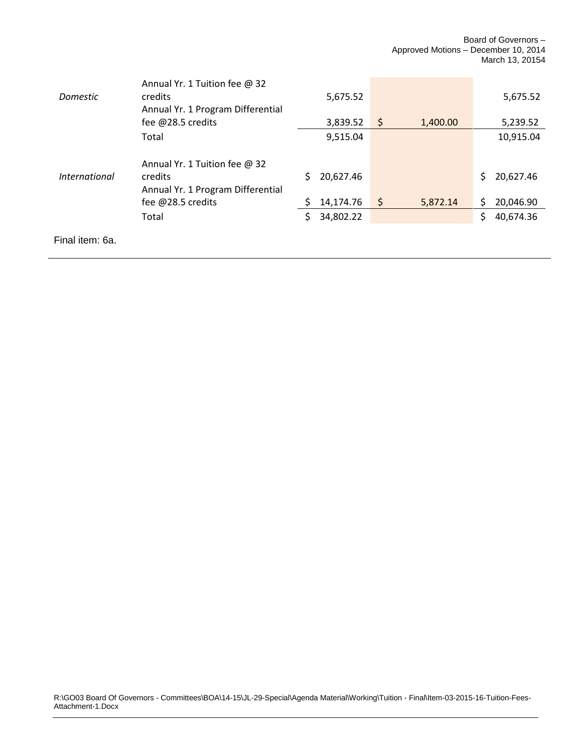| | | | | |
|---|---|---|---|---|
| *Domestic* | Annual Yr. 1 Tuition fee @ 32 credits | 5,675.52 | | 5,675.52 |
| | Annual Yr. 1 Program Differential fee @28.5 credits | 3,839.52 | $ 1,400.00 | 5,239.52 |
| | Total | 9,515.04 | | 10,915.04 |
| *International* | Annual Yr. 1 Tuition fee @ 32 credits | $ 20,627.46 | | $ 20,627.46 |
| | Annual Yr. 1 Program Differential fee @28.5 credits | $ 14,174.76 | $ 5,872.14 | $ 20,046.90 |
| | Total | $ 34,802.22 | | $ 40,674.36 |

Final item: 6a.

R:\GO03 Board Of Governors - Committees\BOA\14-15\JL-29-Special\Agenda Material\Working\Tuition - Final\Item-03-2015-16-Tuition-Fees-Attachment-1.Docx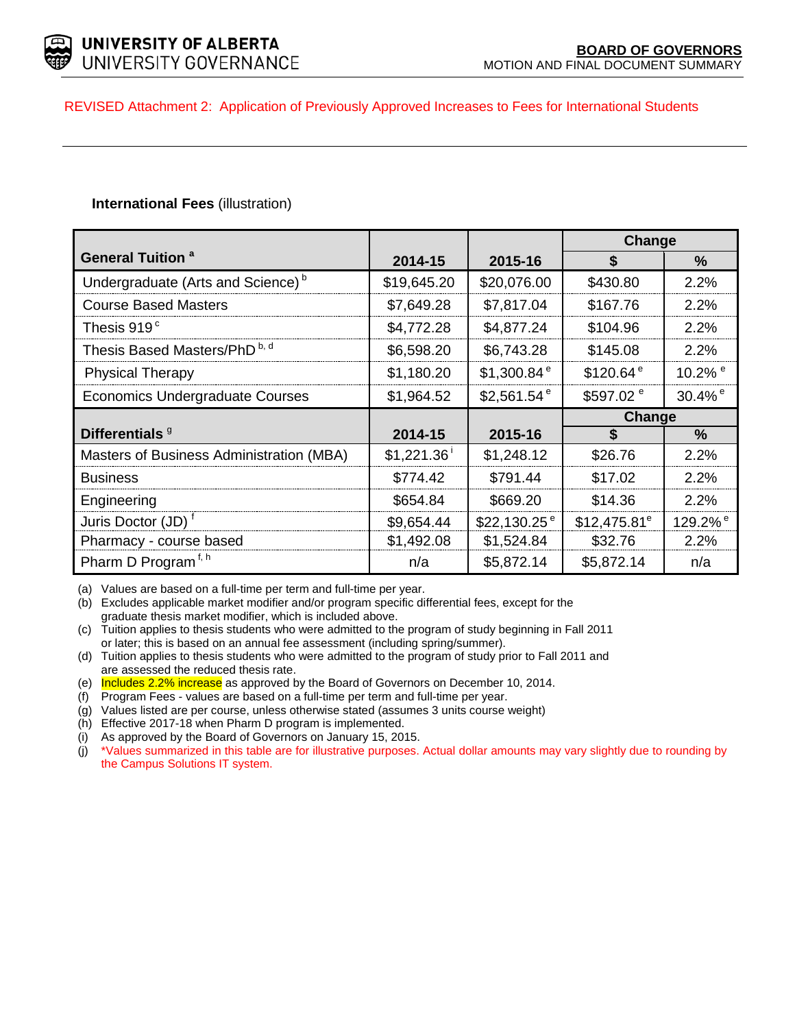REVISED Attachment 2: Application of Previously Approved Increases to Fees for International Students

**International Fees** (illustration)

| General Tuition [a] | 2014-15 | 2015-16 | Change $ | Change % |
|---|---|---|---|---|
| Undergraduate (Arts and Science) [b] | $19,645.20 | $20,076.00 | $430.80 | 2.2% |
| Course Based Masters | $7,649.28 | $7,817.04 | $167.76 | 2.2% |
| Thesis 919 [c] | $4,772.28 | $4,877.24 | $104.96 | 2.2% |
| Thesis Based Masters/PhD [b, d] | $6,598.20 | $6,743.28 | $145.08 | 2.2% |
| Physical Therapy | $1,180.20 | $1,300.84 [e] | $120.64 [e] | 10.2% [e] |
| Economics Undergraduate Courses | $1,964.52 | $2,561.54 [e] | $597.02 [e] | 30.4% [e] |
| **Differentials [g]** | **2014-15** | **2015-16** | **Change $** | **Change %** |
| Masters of Business Administration (MBA) | $1,221.36 [i] | $1,248.12 | $26.76 | 2.2% |
| Business | $774.42 | $791.44 | $17.02 | 2.2% |
| Engineering | $654.84 | $669.20 | $14.36 | 2.2% |
| Juris Doctor (JD) [f] | $9,654.44 | $22,130.25 [e] | $12,475.81 [e] | 129.2% [e] |
| Pharmacy - course based | $1,492.08 | $1,524.84 | $32.76 | 2.2% |
| Pharm D Program [f, h] | n/a | $5,872.14 | $5,872.14 | n/a |

(a) Values are based on a full-time per term and full-time per year.
(b) Excludes applicable market modifier and/or program specific differential fees, except for the graduate thesis market modifier, which is included above.
(c) Tuition applies to thesis students who were admitted to the program of study beginning in Fall 2011 or later; this is based on an annual fee assessment (including spring/summer).
(d) Tuition applies to thesis students who were admitted to the program of study prior to Fall 2011 and are assessed the reduced thesis rate.
(e) Includes 2.2% increase as approved by the Board of Governors on December 10, 2014.
(f) Program Fees - values are based on a full-time per term and full-time per year.
(g) Values listed are per course, unless otherwise stated (assumes 3 units course weight)
(h) Effective 2017-18 when Pharm D program is implemented.
(i) As approved by the Board of Governors on January 15, 2015.
(j) *Values summarized in this table are for illustrative purposes. Actual dollar amounts may vary slightly due to rounding by the Campus Solutions IT system.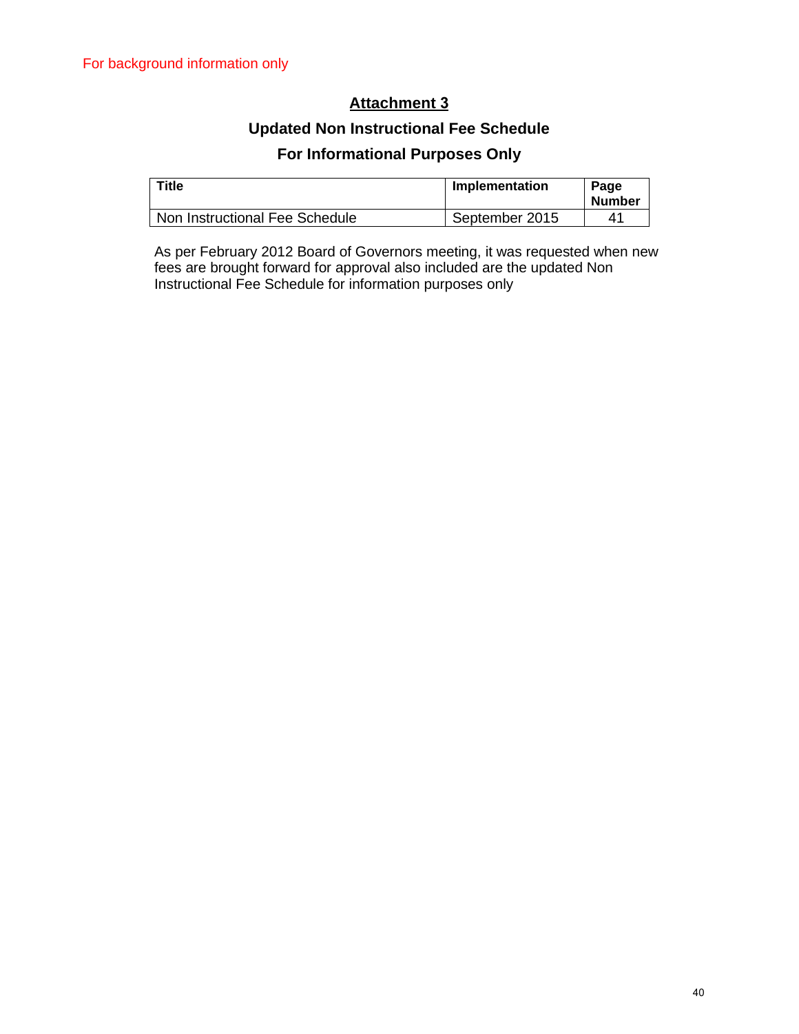For background information only

## Attachment 3

### Updated Non Instructional Fee Schedule

### For Informational Purposes Only

| Title | Implementation | Page Number |
| --- | --- | --- |
| Non Instructional Fee Schedule | September 2015 | 41 |

As per February 2012 Board of Governors meeting, it was requested when new fees are brought forward for approval also included are the updated Non Instructional Fee Schedule for information purposes only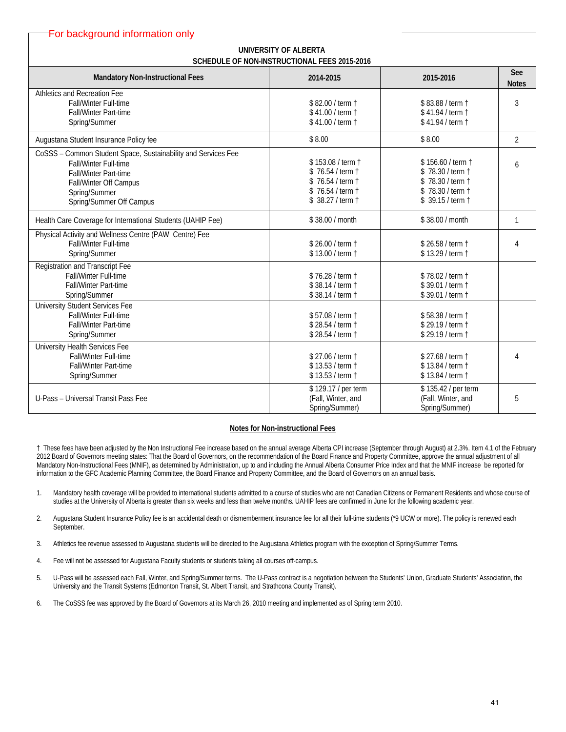For background information only

## UNIVERSITY OF ALBERTA
## SCHEDULE OF NON-INSTRUCTIONAL FEES 2015-2016

| Mandatory Non-Instructional Fees | 2014-2015 | 2015-2016 | See Notes |
|---|---|---|---|
| Athletics and Recreation Fee | | | 3 |
| Fall/Winter Full-time | $ 82.00 / term † | $ 83.88 / term † | |
| Fall/Winter Part-time | $ 41.00 / term † | $ 41.94 / term † | |
| Spring/Summer | $ 41.00 / term † | $ 41.94 / term † | |
| Augustana Student Insurance Policy fee | $ 8.00 | $ 8.00 | 2 |
| CoSSS – Common Student Space, Sustainability and Services Fee | | | 6 |
| Fall/Winter Full-time | $ 153.08 / term † | $ 156.60 / term † | |
| Fall/Winter Part-time | $ 76.54 / term † | $ 78.30 / term † | |
| Fall/Winter Off Campus | $ 76.54 / term † | $ 78.30 / term † | |
| Spring/Summer | $ 76.54 / term † | $ 78.30 / term † | |
| Spring/Summer Off Campus | $ 38.27 / term † | $ 39.15 / term † | |
| Health Care Coverage for International Students (UAHIP Fee) | $ 38.00 / month | $ 38.00 / month | 1 |
| Physical Activity and Wellness Centre (PAW Centre) Fee | | | 4 |
| Fall/Winter Full-time | $ 26.00 / term † | $ 26.58 / term † | |
| Spring/Summer | $ 13.00 / term † | $ 13.29 / term † | |
| Registration and Transcript Fee | | | |
| Fall/Winter Full-time | $ 76.28 / term † | $ 78.02 / term † | |
| Fall/Winter Part-time | $ 38.14 / term † | $ 39.01 / term † | |
| Spring/Summer | $ 38.14 / term † | $ 39.01 / term † | |
| University Student Services Fee | | | |
| Fall/Winter Full-time | $ 57.08 / term † | $ 58.38 / term † | |
| Fall/Winter Part-time | $ 28.54 / term † | $ 29.19 / term † | |
| Spring/Summer | $ 28.54 / term † | $ 29.19 / term † | |
| University Health Services Fee | | | 4 |
| Fall/Winter Full-time | $ 27.06 / term † | $ 27.68 / term † | |
| Fall/Winter Part-time | $ 13.53 / term † | $ 13.84 / term † | |
| Spring/Summer | $ 13.53 / term † | $ 13.84 / term † | |
| U-Pass – Universal Transit Pass Fee | $ 129.17 / per term (Fall, Winter, and Spring/Summer) | $ 135.42 / per term (Fall, Winter, and Spring/Summer) | 5 |

**Notes for Non-instructional Fees**

† These fees have been adjusted by the Non Instructional Fee increase based on the annual average Alberta CPI increase (September through August) at 2.3%. Item 4.1 of the February 2012 Board of Governors meeting states: That the Board of Governors, on the recommendation of the Board Finance and Property Committee, approve the annual adjustment of all Mandatory Non-Instructional Fees (MNIF), as determined by Administration, up to and including the Annual Alberta Consumer Price Index and that the MNIF increase be reported for information to the GFC Academic Planning Committee, the Board Finance and Property Committee, and the Board of Governors on an annual basis.

1. Mandatory health coverage will be provided to international students admitted to a course of studies who are not Canadian Citizens or Permanent Residents and whose course of studies at the University of Alberta is greater than six weeks and less than twelve months. UAHIP fees are confirmed in June for the following academic year.
2. Augustana Student Insurance Policy fee is an accidental death or dismemberment insurance fee for all their full-time students (*9 UCW or more). The policy is renewed each September.
3. Athletics fee revenue assessed to Augustana students will be directed to the Augustana Athletics program with the exception of Spring/Summer Terms.
4. Fee will not be assessed for Augustana Faculty students or students taking all courses off-campus.
5. U-Pass will be assessed each Fall, Winter, and Spring/Summer terms. The U-Pass contract is a negotiation between the Students' Union, Graduate Students' Association, the University and the Transit Systems (Edmonton Transit, St. Albert Transit, and Strathcona County Transit).
6. The CoSSS fee was approved by the Board of Governors at its March 26, 2010 meeting and implemented as of Spring term 2010.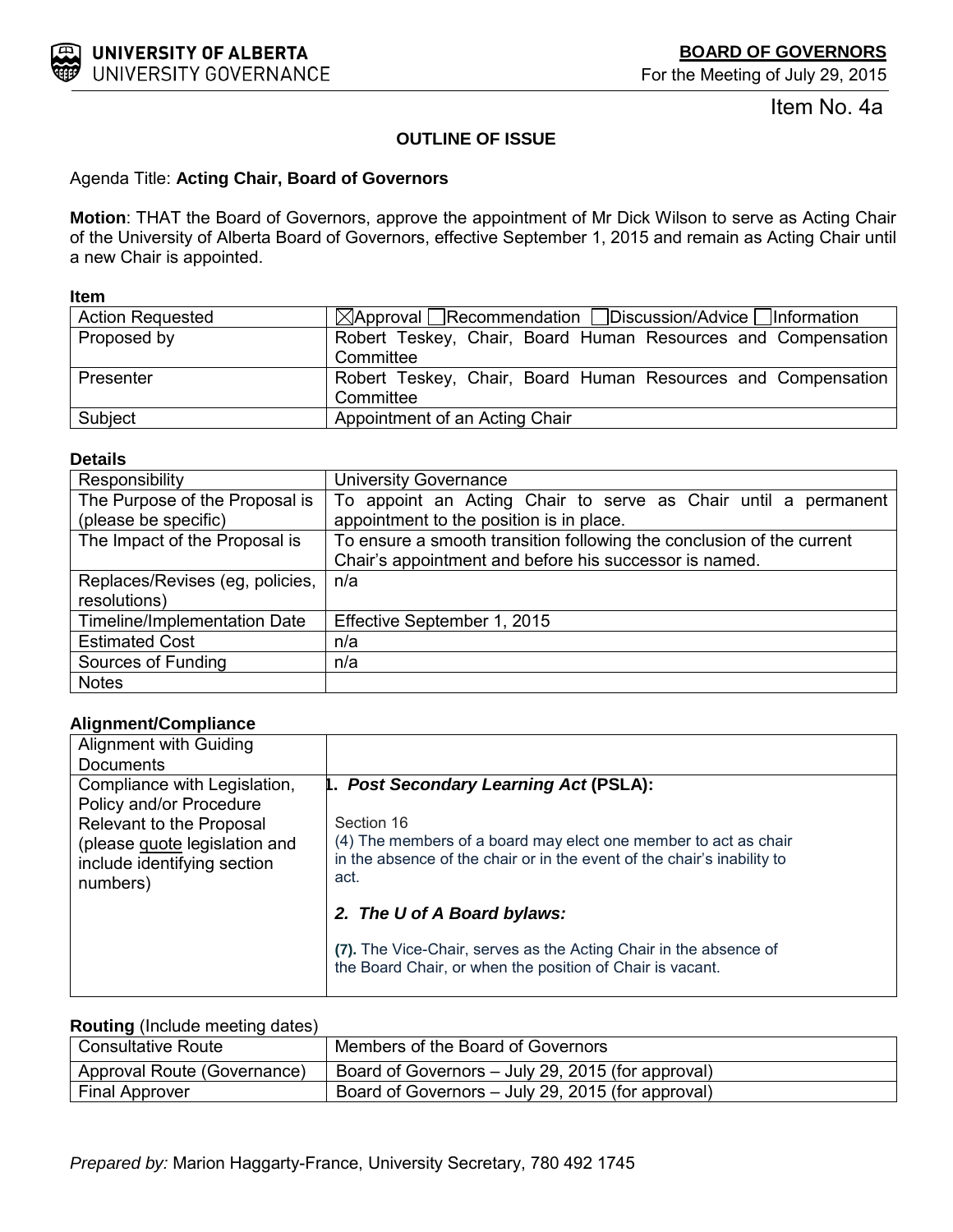**UNIVERSITY OF ALBERTA**
UNIVERSITY GOVERNANCE

**BOARD OF GOVERNORS**
For the Meeting of July 29, 2015

Item No. 4a

**OUTLINE OF ISSUE**

Agenda Title: **Acting Chair, Board of Governors**

**Motion**: THAT the Board of Governors, approve the appointment of Mr Dick Wilson to serve as Acting Chair of the University of Alberta Board of Governors, effective September 1, 2015 and remain as Acting Chair until a new Chair is appointed.

**Item**

| | |
|---|---|
| Action Requested | ☒Approval ☐Recommendation ☐Discussion/Advice ☐Information |
| Proposed by | Robert Teskey, Chair, Board Human Resources and Compensation Committee |
| Presenter | Robert Teskey, Chair, Board Human Resources and Compensation Committee |
| Subject | Appointment of an Acting Chair |

**Details**

| | |
|---|---|
| Responsibility | University Governance |
| The Purpose of the Proposal is (please be specific) | To appoint an Acting Chair to serve as Chair until a permanent appointment to the position is in place. |
| The Impact of the Proposal is | To ensure a smooth transition following the conclusion of the current Chair's appointment and before his successor is named. |
| Replaces/Revises (eg, policies, resolutions) | n/a |
| Timeline/Implementation Date | Effective September 1, 2015 |
| Estimated Cost | n/a |
| Sources of Funding | n/a |
| Notes | |

**Alignment/Compliance**

| | |
|---|---|
| Alignment with Guiding Documents | |
| Compliance with Legislation, Policy and/or Procedure Relevant to the Proposal (please quote legislation and include identifying section numbers) | **1. *Post Secondary Learning Act* (PSLA):** Section 16 (4) The members of a board may elect one member to act as chair in the absence of the chair or in the event of the chair's inability to act. ***2. The U of A Board bylaws:*** **(7).** The Vice-Chair, serves as the Acting Chair in the absence of the Board Chair, or when the position of Chair is vacant. |

**Routing** (Include meeting dates)

| | |
|---|---|
| Consultative Route | Members of the Board of Governors |
| Approval Route (Governance) | Board of Governors – July 29, 2015 (for approval) |
| Final Approver | Board of Governors – July 29, 2015 (for approval) |

*Prepared by:* Marion Haggarty-France, University Secretary, 780 492 1745